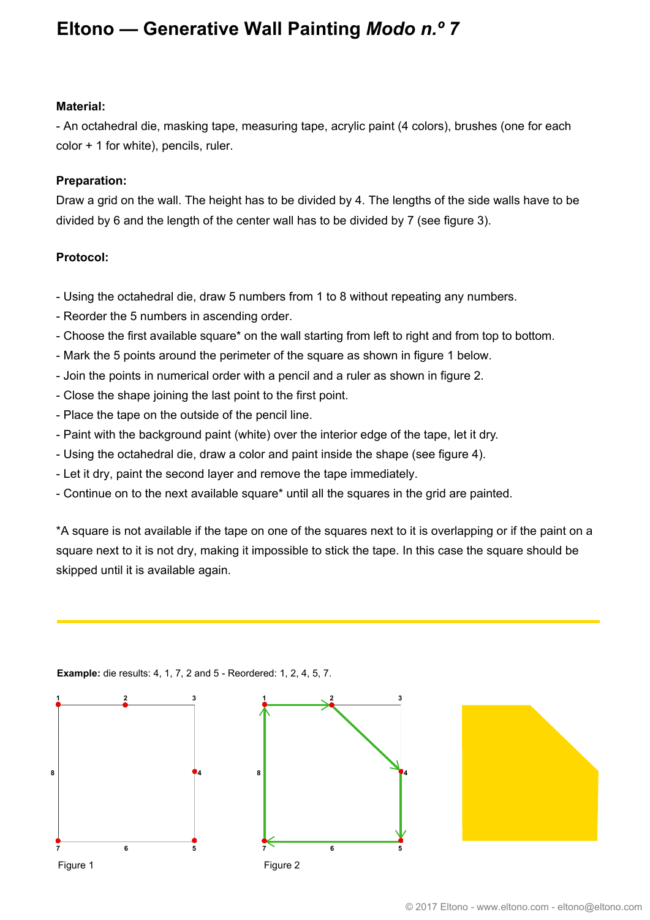# Eltono — Generative Wall Painting *Modo n.º 7*

**Material:**

- An octahedral die, masking tape, measuring tape, acrylic paint (4 colors), brushes (one for each color + 1 for white), pencils, ruler.

**Preparation:**

Draw a grid on the wall. The height has to be divided by 4. The lengths of the side walls have to be divided by 6 and the length of the center wall has to be divided by 7 (see figure 3).

**Protocol:**

- Using the octahedral die, draw 5 numbers from 1 to 8 without repeating any numbers.
- Reorder the 5 numbers in ascending order.
- Choose the first available square* on the wall starting from left to right and from top to bottom.
- Mark the 5 points around the perimeter of the square as shown in figure 1 below.
- Join the points in numerical order with a pencil and a ruler as shown in figure 2.
- Close the shape joining the last point to the first point.
- Place the tape on the outside of the pencil line.
- Paint with the background paint (white) over the interior edge of the tape, let it dry.
- Using the octahedral die, draw a color and paint inside the shape (see figure 4).
- Let it dry, paint the second layer and remove the tape immediately.
- Continue on to the next available square* until all the squares in the grid are painted.

*A square is not available if the tape on one of the squares next to it is overlapping or if the paint on a square next to it is not dry, making it impossible to stick the tape. In this case the square should be skipped until it is available again.

---

**Example:** die results: 4, 1, 7, 2 and 5 - Reordered: 1, 2, 4, 5, 7.

Figure 1

Figure 2

© 2017 Eltono - www.eltono.com - eltono@eltono.com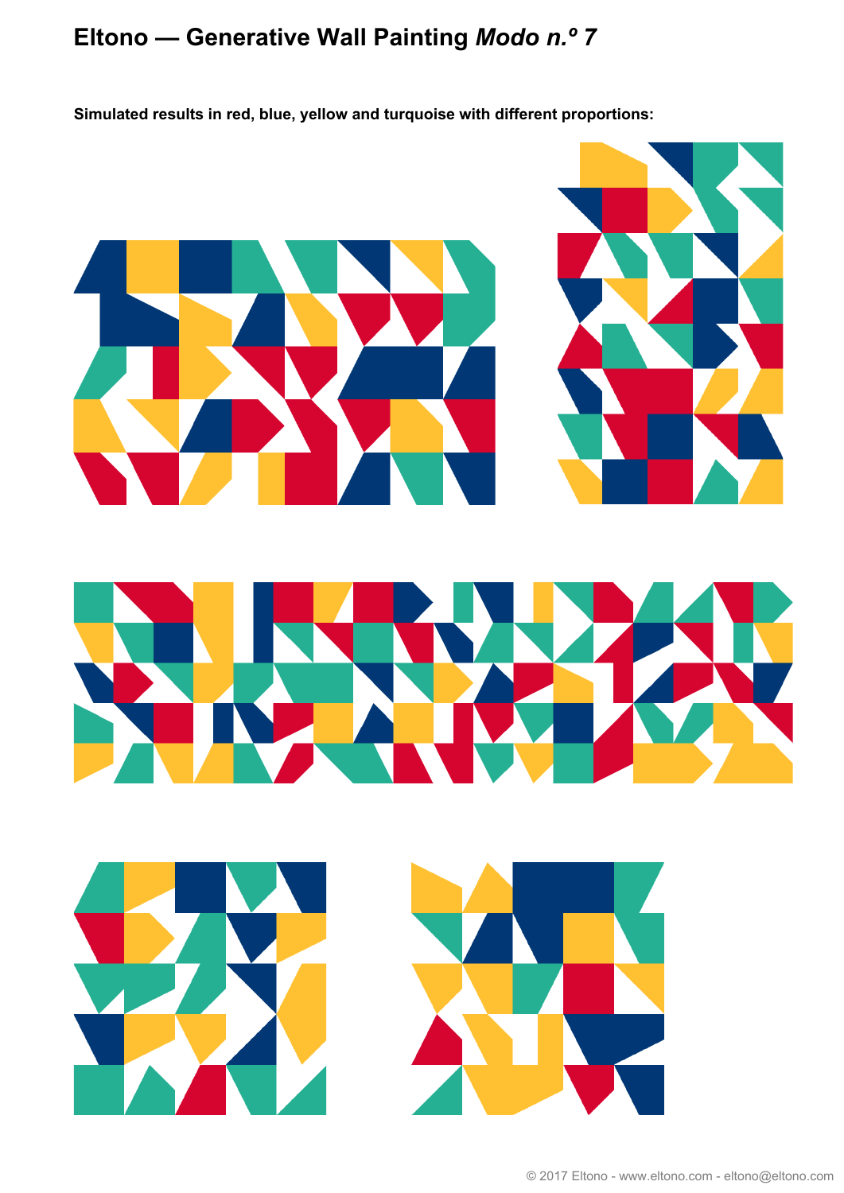# Eltono — Generative Wall Painting *Modo n.º 7*

**Simulated results in red, blue, yellow and turquoise with different proportions:**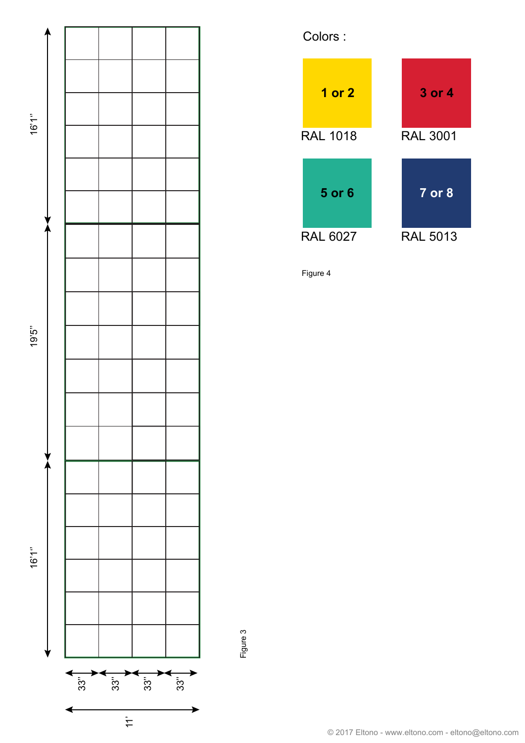16'1''

19'5''

16'1''

33'' 33'' 33'' 33''

11'

Figure 3

Colors :

| 1 or 2 | 3 or 4 |
| --- | --- |
| RAL 1018 | RAL 3001 |

| 5 or 6 | 7 or 8 |
| --- | --- |
| RAL 6027 | RAL 5013 |

Figure 4

© 2017 Eltono - www.eltono.com - eltono@eltono.com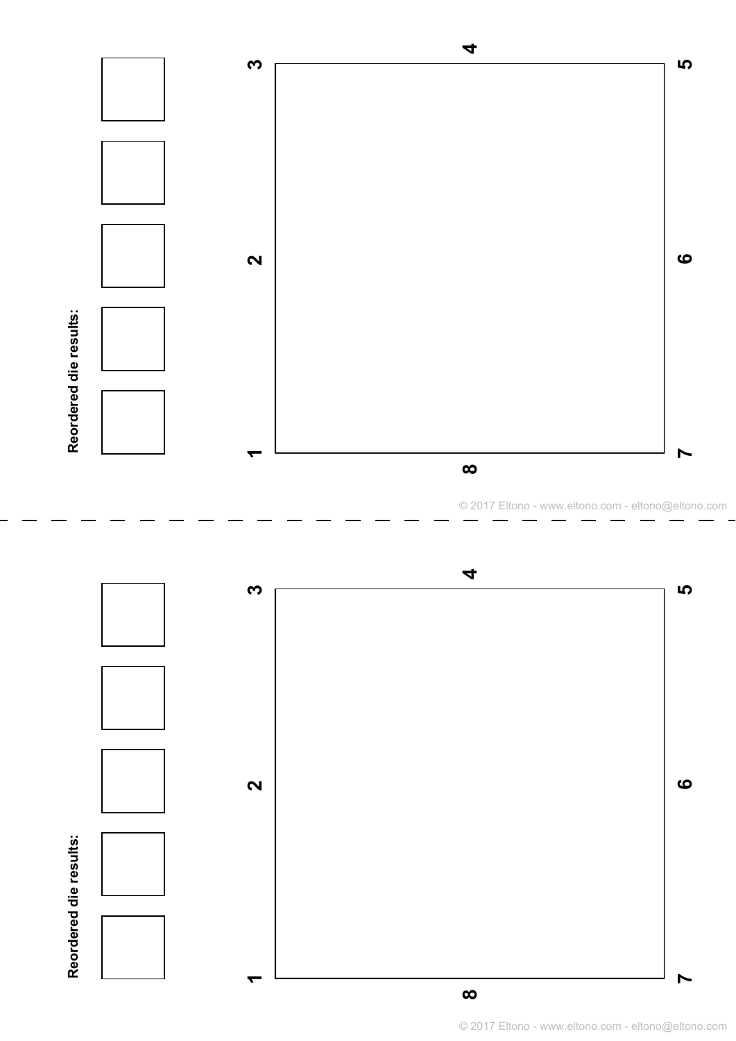Reordered die results:

3

4

5

2

6

1

8

7

Reordered die results:

3

4

5

2

6

1

8

7